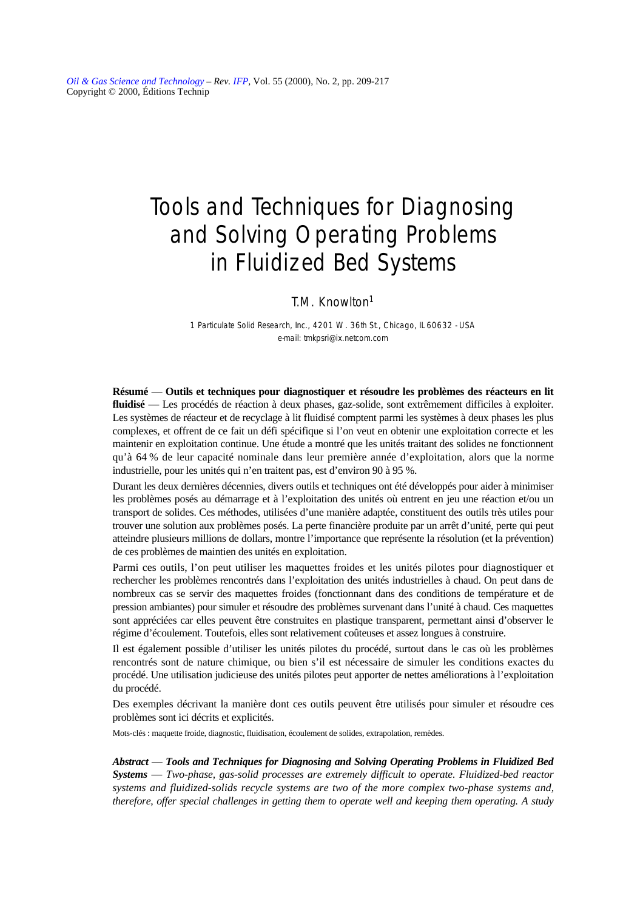# Tools and Techniques for Diagnosing and Solving Operating Problems in Fluidized Bed Systems

T.M. Knowlton[1]

1 Particulate Solid Research, Inc., 4201 W. 36th St., Chicago, IL 60632 - USA
e-mail: tmkpsri@ix.netcom.com

**Résumé** — **Outils et techniques pour diagnostiquer et résoudre les problèmes des réacteurs en lit fluidisé** — Les procédés de réaction à deux phases, gaz-solide, sont extrêmement difficiles à exploiter. Les systèmes de réacteur et de recyclage à lit fluidisé comptent parmi les systèmes à deux phases les plus complexes, et offrent de ce fait un défi spécifique si l'on veut en obtenir une exploitation correcte et les maintenir en exploitation continue. Une étude a montré que les unités traitant des solides ne fonctionnent qu'à 64 % de leur capacité nominale dans leur première année d'exploitation, alors que la norme industrielle, pour les unités qui n'en traitent pas, est d'environ 90 à 95 %.

Durant les deux dernières décennies, divers outils et techniques ont été développés pour aider à minimiser les problèmes posés au démarrage et à l'exploitation des unités où entrent en jeu une réaction et/ou un transport de solides. Ces méthodes, utilisées d'une manière adaptée, constituent des outils très utiles pour trouver une solution aux problèmes posés. La perte financière produite par un arrêt d'unité, perte qui peut atteindre plusieurs millions de dollars, montre l'importance que représente la résolution (et la prévention) de ces problèmes de maintien des unités en exploitation.

Parmi ces outils, l'on peut utiliser les maquettes froides et les unités pilotes pour diagnostiquer et rechercher les problèmes rencontrés dans l'exploitation des unités industrielles à chaud. On peut dans de nombreux cas se servir des maquettes froides (fonctionnant dans des conditions de température et de pression ambiantes) pour simuler et résoudre des problèmes survenant dans l'unité à chaud. Ces maquettes sont appréciées car elles peuvent être construites en plastique transparent, permettant ainsi d'observer le régime d'écoulement. Toutefois, elles sont relativement coûteuses et assez longues à construire.

Il est également possible d'utiliser les unités pilotes du procédé, surtout dans le cas où les problèmes rencontrés sont de nature chimique, ou bien s'il est nécessaire de simuler les conditions exactes du procédé. Une utilisation judicieuse des unités pilotes peut apporter de nettes améliorations à l'exploitation du procédé.

Des exemples décrivant la manière dont ces outils peuvent être utilisés pour simuler et résoudre ces problèmes sont ici décrits et explicités.

Mots-clés : maquette froide, diagnostic, fluidisation, écoulement de solides, extrapolation, remèdes.

***Abstract* — *Tools and Techniques for Diagnosing and Solving Operating Problems in Fluidized Bed Systems*** — *Two-phase, gas-solid processes are extremely difficult to operate. Fluidized-bed reactor systems and fluidized-solids recycle systems are two of the more complex two-phase systems and, therefore, offer special challenges in getting them to operate well and keeping them operating. A study*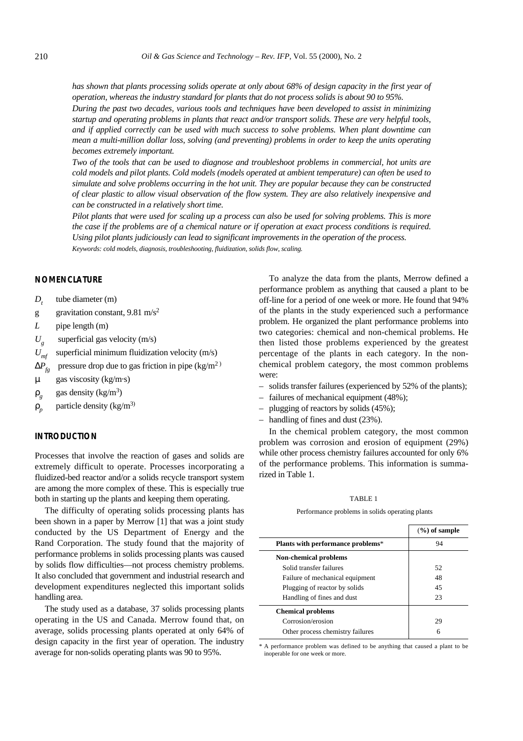*has shown that plants processing solids operate at only about 68% of design capacity in the first year of operation, whereas the industry standard for plants that do not process solids is about 90 to 95%.*

*During the past two decades, various tools and techniques have been developed to assist in minimizing startup and operating problems in plants that react and/or transport solids. These are very helpful tools, and if applied correctly can be used with much success to solve problems. When plant downtime can mean a multi-million dollar loss, solving (and preventing) problems in order to keep the units operating becomes extremely important.*

*Two of the tools that can be used to diagnose and troubleshoot problems in commercial, hot units are cold models and pilot plants. Cold models (models operated at ambient temperature) can often be used to simulate and solve problems occurring in the hot unit. They are popular because they can be constructed of clear plastic to allow visual observation of the flow system. They are also relatively inexpensive and can be constructed in a relatively short time.*

*Pilot plants that were used for scaling up a process can also be used for solving problems. This is more the case if the problems are of a chemical nature or if operation at exact process conditions is required. Using pilot plants judiciously can lead to significant improvements in the operation of the process.*

*Keywords: cold models, diagnosis, troubleshooting, fluidization, solids flow, scaling.*

## NOMENCLATURE

- $D_t$ tube diameter (m)
- g gravitation constant, 9.81 m/s$^2$
- $L$ pipe length (m)
- $U_g$ superficial gas velocity (m/s)
- $U_{mf}$ superficial minimum fluidization velocity (m/s)
- $\Delta P_{fg}$ pressure drop due to gas friction in pipe (kg/m$^2$)
- $\mu$ gas viscosity (kg/m·s)
- $\rho_g$ gas density (kg/m$^3$)
- $\rho_p$ particle density (kg/m$^3$)

## INTRODUCTION

Processes that involve the reaction of gases and solids are extremely difficult to operate. Processes incorporating a fluidized-bed reactor and/or a solids recycle transport system are among the more complex of these. This is especially true both in starting up the plants and keeping them operating.

The difficulty of operating solids processing plants has been shown in a paper by Merrow [1] that was a joint study conducted by the US Department of Energy and the Rand Corporation. The study found that the majority of performance problems in solids processing plants was caused by solids flow difficulties—not process chemistry problems. It also concluded that government and industrial research and development expenditures neglected this important solids handling area.

The study used as a database, 37 solids processing plants operating in the US and Canada. Merrow found that, on average, solids processing plants operated at only 64% of design capacity in the first year of operation. The industry average for non-solids operating plants was 90 to 95%.

To analyze the data from the plants, Merrow defined a performance problem as anything that caused a plant to be off-line for a period of one week or more. He found that 94% of the plants in the study experienced such a performance problem. He organized the plant performance problems into two categories: chemical and non-chemical problems. He then listed those problems experienced by the greatest percentage of the plants in each category. In the non-chemical problem category, the most common problems were:

- solids transfer failures (experienced by 52% of the plants);
- failures of mechanical equipment (48%);
- plugging of reactors by solids (45%);
- handling of fines and dust (23%).

In the chemical problem category, the most common problem was corrosion and erosion of equipment (29%) while other process chemistry failures accounted for only 6% of the performance problems. This information is summarized in Table 1.

TABLE 1

Performance problems in solids operating plants

| | (%) of sample |
|---|---|
| **Plants with performance problems*** | 94 |
| **Non-chemical problems** | |
| Solid transfer failures | 52 |
| Failure of mechanical equipment | 48 |
| Plugging of reactor by solids | 45 |
| Handling of fines and dust | 23 |
| **Chemical problems** | |
| Corrosion/erosion | 29 |
| Other process chemistry failures | 6 |

* A performance problem was defined to be anything that caused a plant to be inoperable for one week or more.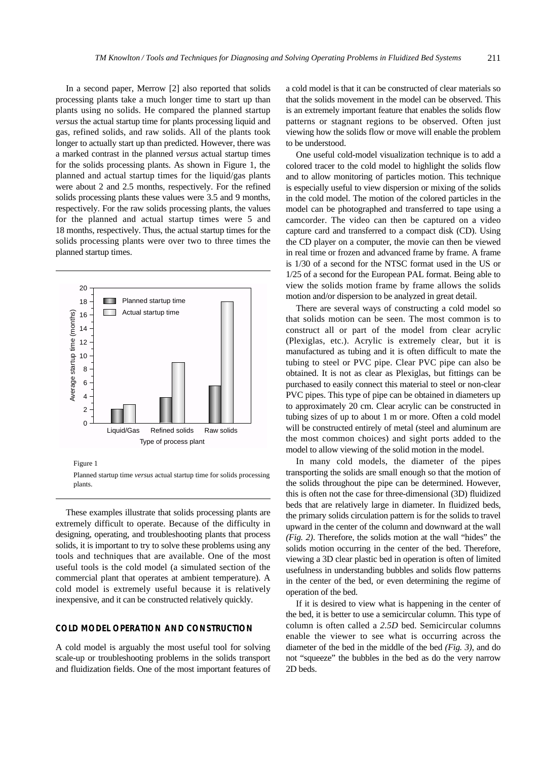In a second paper, Merrow [2] also reported that solids processing plants take a much longer time to start up than plants using no solids. He compared the planned startup *versus* the actual startup time for plants processing liquid and gas, refined solids, and raw solids. All of the plants took longer to actually start up than predicted. However, there was a marked contrast in the planned *versus* actual startup times for the solids processing plants. As shown in Figure 1, the planned and actual startup times for the liquid/gas plants were about 2 and 2.5 months, respectively. For the refined solids processing plants these values were 3.5 and 9 months, respectively. For the raw solids processing plants, the values for the planned and actual startup times were 5 and 18 months, respectively. Thus, the actual startup times for the solids processing plants were over two to three times the planned startup times.

Figure 1

Planned startup time *versus* actual startup time for solids processing plants.

These examples illustrate that solids processing plants are extremely difficult to operate. Because of the difficulty in designing, operating, and troubleshooting plants that process solids, it is important to try to solve these problems using any tools and techniques that are available. One of the most useful tools is the cold model (a simulated section of the commercial plant that operates at ambient temperature). A cold model is extremely useful because it is relatively inexpensive, and it can be constructed relatively quickly.

## COLD MODEL OPERATION AND CONSTRUCTION

A cold model is arguably the most useful tool for solving scale-up or troubleshooting problems in the solids transport and fluidization fields. One of the most important features of a cold model is that it can be constructed of clear materials so that the solids movement in the model can be observed. This is an extremely important feature that enables the solids flow patterns or stagnant regions to be observed. Often just viewing how the solids flow or move will enable the problem to be understood.

One useful cold-model visualization technique is to add a colored tracer to the cold model to highlight the solids flow and to allow monitoring of particles motion. This technique is especially useful to view dispersion or mixing of the solids in the cold model. The motion of the colored particles in the model can be photographed and transferred to tape using a camcorder. The video can then be captured on a video capture card and transferred to a compact disk (CD). Using the CD player on a computer, the movie can then be viewed in real time or frozen and advanced frame by frame. A frame is 1/30 of a second for the NTSC format used in the US or 1/25 of a second for the European PAL format. Being able to view the solids motion frame by frame allows the solids motion and/or dispersion to be analyzed in great detail.

There are several ways of constructing a cold model so that solids motion can be seen. The most common is to construct all or part of the model from clear acrylic (Plexiglas, etc.). Acrylic is extremely clear, but it is manufactured as tubing and it is often difficult to mate the tubing to steel or PVC pipe. Clear PVC pipe can also be obtained. It is not as clear as Plexiglas, but fittings can be purchased to easily connect this material to steel or non-clear PVC pipes. This type of pipe can be obtained in diameters up to approximately 20 cm. Clear acrylic can be constructed in tubing sizes of up to about 1 m or more. Often a cold model will be constructed entirely of metal (steel and aluminum are the most common choices) and sight ports added to the model to allow viewing of the solid motion in the model.

In many cold models, the diameter of the pipes transporting the solids are small enough so that the motion of the solids throughout the pipe can be determined. However, this is often not the case for three-dimensional (3D) fluidized beds that are relatively large in diameter. In fluidized beds, the primary solids circulation pattern is for the solids to travel upward in the center of the column and downward at the wall *(Fig. 2)*. Therefore, the solids motion at the wall "hides" the solids motion occurring in the center of the bed. Therefore, viewing a 3D clear plastic bed in operation is often of limited usefulness in understanding bubbles and solids flow patterns in the center of the bed, or even determining the regime of operation of the bed.

If it is desired to view what is happening in the center of the bed, it is better to use a semicircular column. This type of column is often called a *2.5D* bed. Semicircular columns enable the viewer to see what is occurring across the diameter of the bed in the middle of the bed *(Fig. 3)*, and do not "squeeze" the bubbles in the bed as do the very narrow 2D beds.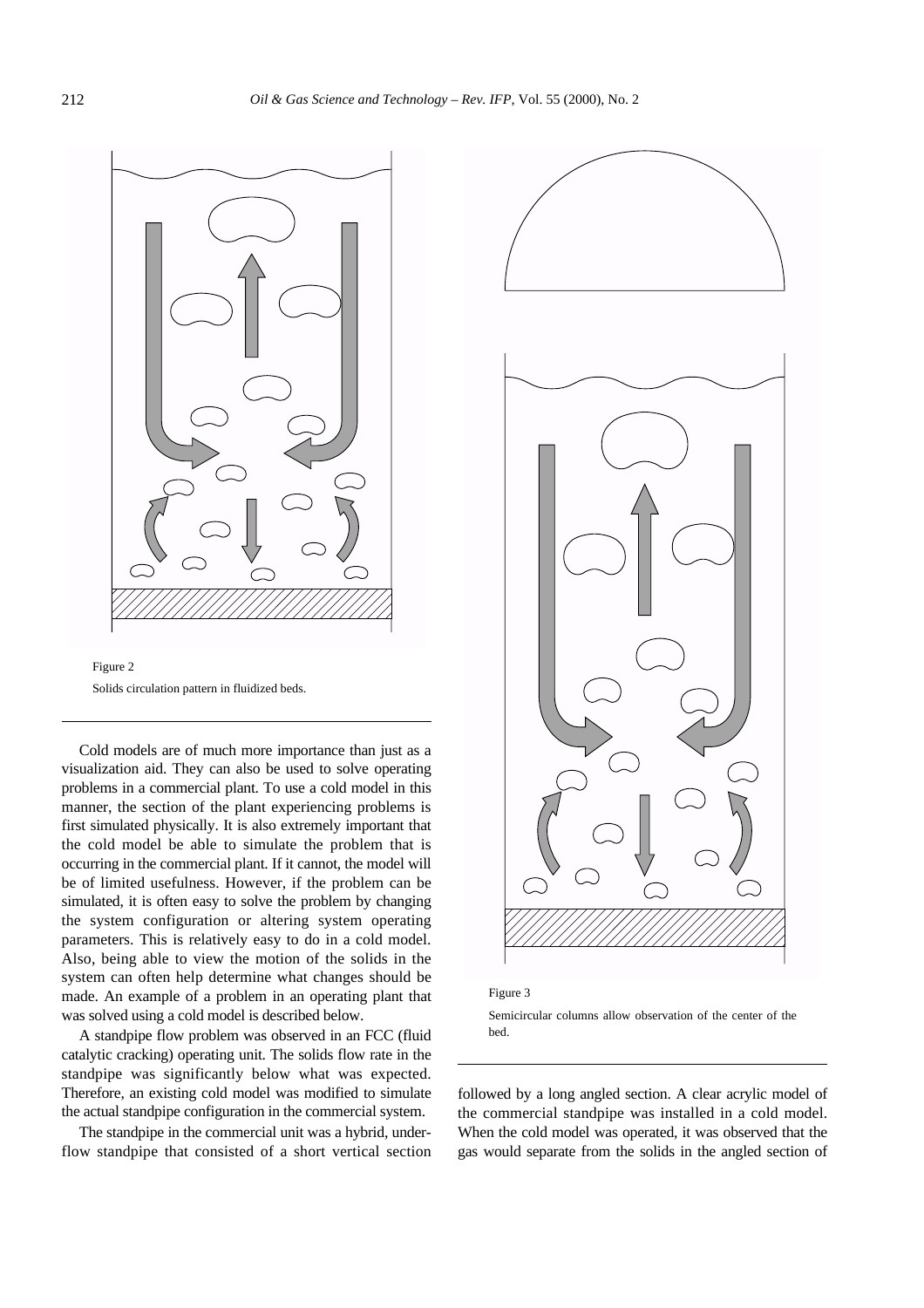Figure 2

Solids circulation pattern in fluidized beds.

Figure 3

Semicircular columns allow observation of the center of the bed.

Cold models are of much more importance than just as a visualization aid. They can also be used to solve operating problems in a commercial plant. To use a cold model in this manner, the section of the plant experiencing problems is first simulated physically. It is also extremely important that the cold model be able to simulate the problem that is occurring in the commercial plant. If it cannot, the model will be of limited usefulness. However, if the problem can be simulated, it is often easy to solve the problem by changing the system configuration or altering system operating parameters. This is relatively easy to do in a cold model. Also, being able to view the motion of the solids in the system can often help determine what changes should be made. An example of a problem in an operating plant that was solved using a cold model is described below.

A standpipe flow problem was observed in an FCC (fluid catalytic cracking) operating unit. The solids flow rate in the standpipe was significantly below what was expected. Therefore, an existing cold model was modified to simulate the actual standpipe configuration in the commercial system.

The standpipe in the commercial unit was a hybrid, underflow standpipe that consisted of a short vertical section followed by a long angled section. A clear acrylic model of the commercial standpipe was installed in a cold model. When the cold model was operated, it was observed that the gas would separate from the solids in the angled section of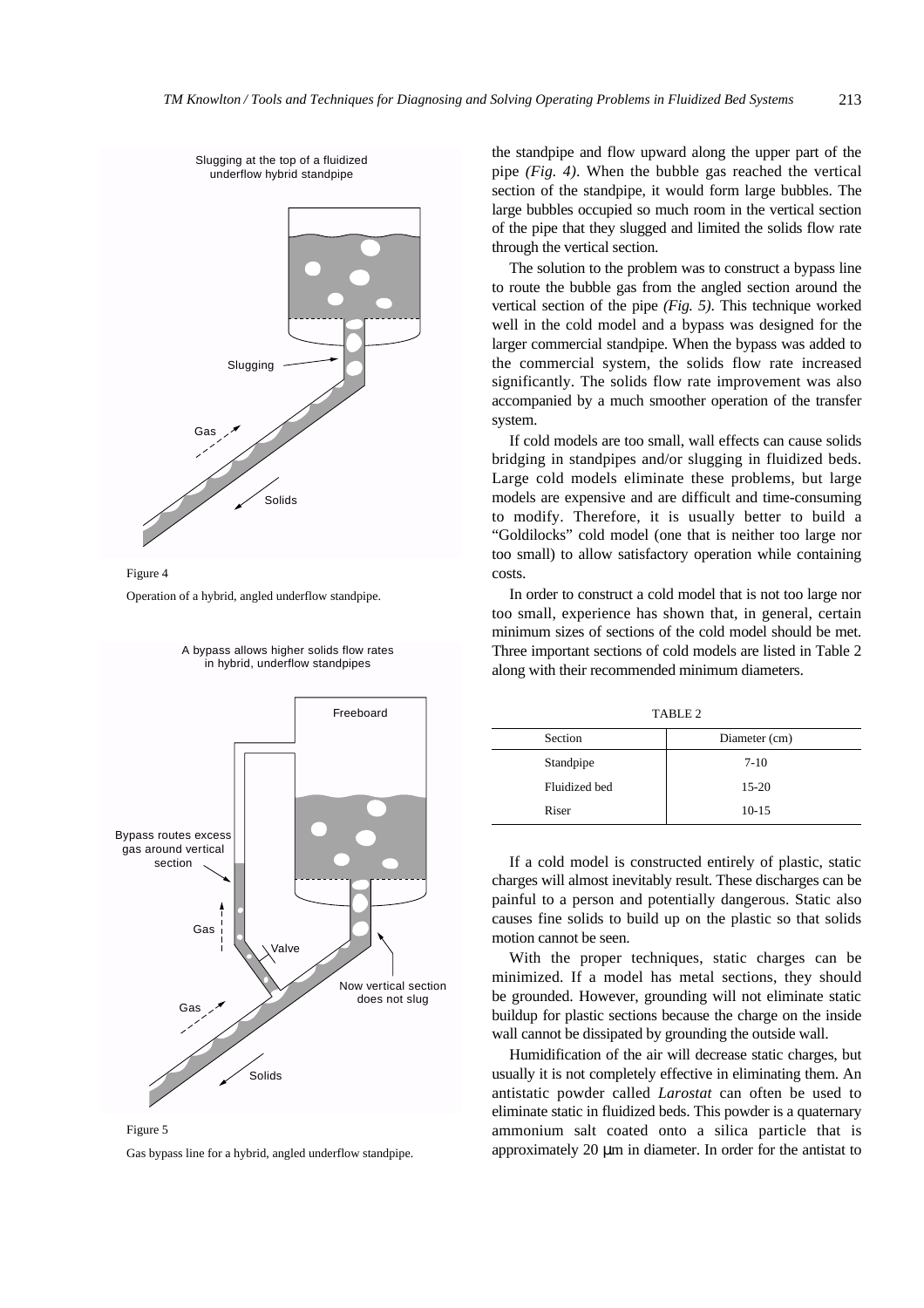Figure 4

Operation of a hybrid, angled underflow standpipe.

Figure 5

Gas bypass line for a hybrid, angled underflow standpipe.

the standpipe and flow upward along the upper part of the pipe *(Fig. 4)*. When the bubble gas reached the vertical section of the standpipe, it would form large bubbles. The large bubbles occupied so much room in the vertical section of the pipe that they slugged and limited the solids flow rate through the vertical section.

The solution to the problem was to construct a bypass line to route the bubble gas from the angled section around the vertical section of the pipe *(Fig. 5)*. This technique worked well in the cold model and a bypass was designed for the larger commercial standpipe. When the bypass was added to the commercial system, the solids flow rate increased significantly. The solids flow rate improvement was also accompanied by a much smoother operation of the transfer system.

If cold models are too small, wall effects can cause solids bridging in standpipes and/or slugging in fluidized beds. Large cold models eliminate these problems, but large models are expensive and are difficult and time-consuming to modify. Therefore, it is usually better to build a "Goldilocks" cold model (one that is neither too large nor too small) to allow satisfactory operation while containing costs.

In order to construct a cold model that is not too large nor too small, experience has shown that, in general, certain minimum sizes of sections of the cold model should be met. Three important sections of cold models are listed in Table 2 along with their recommended minimum diameters.

TABLE 2

| Section | Diameter (cm) |
|---|---|
| Standpipe | 7-10 |
| Fluidized bed | 15-20 |
| Riser | 10-15 |

If a cold model is constructed entirely of plastic, static charges will almost inevitably result. These discharges can be painful to a person and potentially dangerous. Static also causes fine solids to build up on the plastic so that solids motion cannot be seen.

With the proper techniques, static charges can be minimized. If a model has metal sections, they should be grounded. However, grounding will not eliminate static buildup for plastic sections because the charge on the inside wall cannot be dissipated by grounding the outside wall.

Humidification of the air will decrease static charges, but usually it is not completely effective in eliminating them. An antistatic powder called *Larostat* can often be used to eliminate static in fluidized beds. This powder is a quaternary ammonium salt coated onto a silica particle that is approximately 20 µm in diameter. In order for the antistat to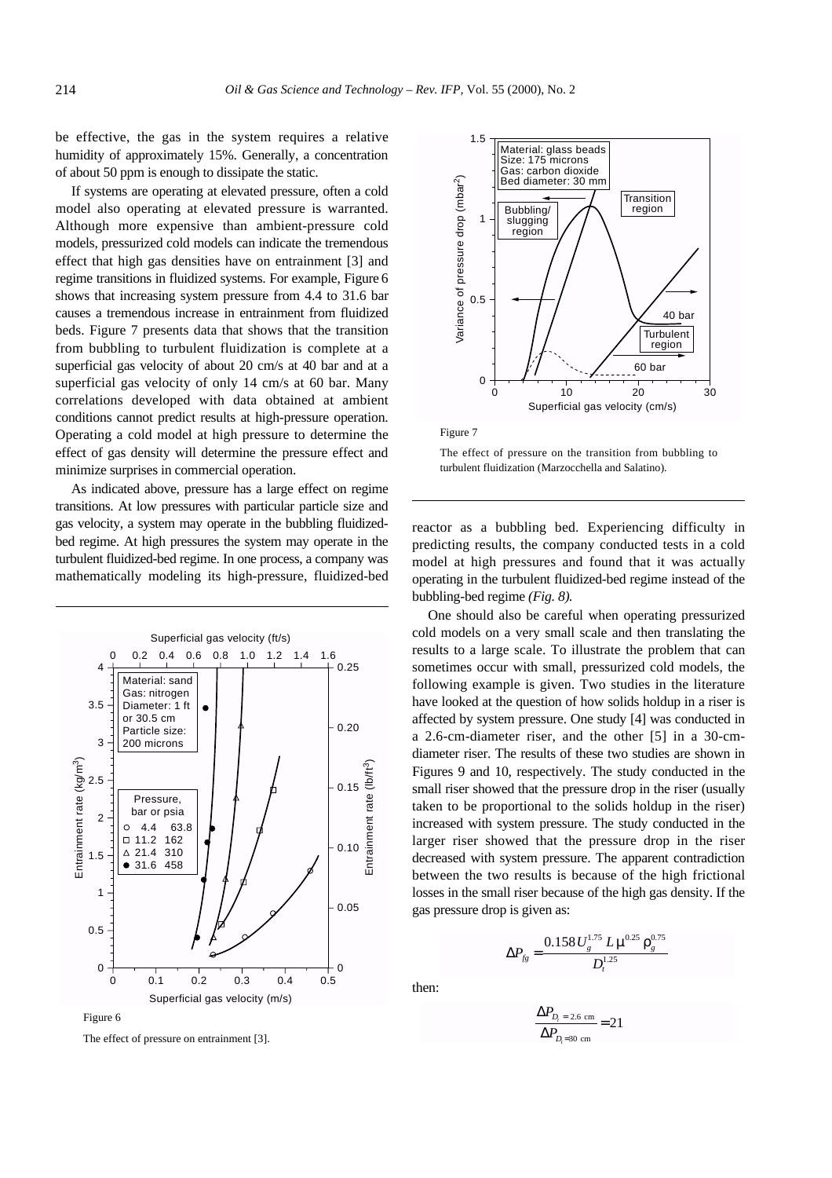be effective, the gas in the system requires a relative humidity of approximately 15%. Generally, a concentration of about 50 ppm is enough to dissipate the static.

If systems are operating at elevated pressure, often a cold model also operating at elevated pressure is warranted. Although more expensive than ambient-pressure cold models, pressurized cold models can indicate the tremendous effect that high gas densities have on entrainment [3] and regime transitions in fluidized systems. For example, Figure 6 shows that increasing system pressure from 4.4 to 31.6 bar causes a tremendous increase in entrainment from fluidized beds. Figure 7 presents data that shows that the transition from bubbling to turbulent fluidization is complete at a superficial gas velocity of about 20 cm/s at 40 bar and at a superficial gas velocity of only 14 cm/s at 60 bar. Many correlations developed with data obtained at ambient conditions cannot predict results at high-pressure operation. Operating a cold model at high pressure to determine the effect of gas density will determine the pressure effect and minimize surprises in commercial operation.

As indicated above, pressure has a large effect on regime transitions. At low pressures with particular particle size and gas velocity, a system may operate in the bubbling fluidized-bed regime. At high pressures the system may operate in the turbulent fluidized-bed regime. In one process, a company was mathematically modeling its high-pressure, fluidized-bed reactor as a bubbling bed. Experiencing difficulty in predicting results, the company conducted tests in a cold model at high pressures and found that it was actually operating in the turbulent fluidized-bed regime instead of the bubbling-bed regime *(Fig. 8)*.

Figure 6

The effect of pressure on entrainment [3].

Figure 7

The effect of pressure on the transition from bubbling to turbulent fluidization (Marzocchella and Salatino).

One should also be careful when operating pressurized cold models on a very small scale and then translating the results to a large scale. To illustrate the problem that can sometimes occur with small, pressurized cold models, the following example is given. Two studies in the literature have looked at the question of how solids holdup in a riser is affected by system pressure. One study [4] was conducted in a 2.6-cm-diameter riser, and the other [5] in a 30-cm-diameter riser. The results of these two studies are shown in Figures 9 and 10, respectively. The study conducted in the small riser showed that the pressure drop in the riser (usually taken to be proportional to the solids holdup in the riser) increased with system pressure. The study conducted in the larger riser showed that the pressure drop in the riser decreased with system pressure. The apparent contradiction between the two results is because of the high frictional losses in the small riser because of the high gas density. If the gas pressure drop is given as:

$$\Delta P_{fg} = \frac{0.158\, U_g^{1.75}\, L\, \mu^{0.25}\, \rho_g^{0.75}}{D_t^{1.25}}$$

then:

$$\frac{\Delta P_{D_t = 2.6\ \mathrm{cm}}}{\Delta P_{D_t = 30\ \mathrm{cm}}} = 21$$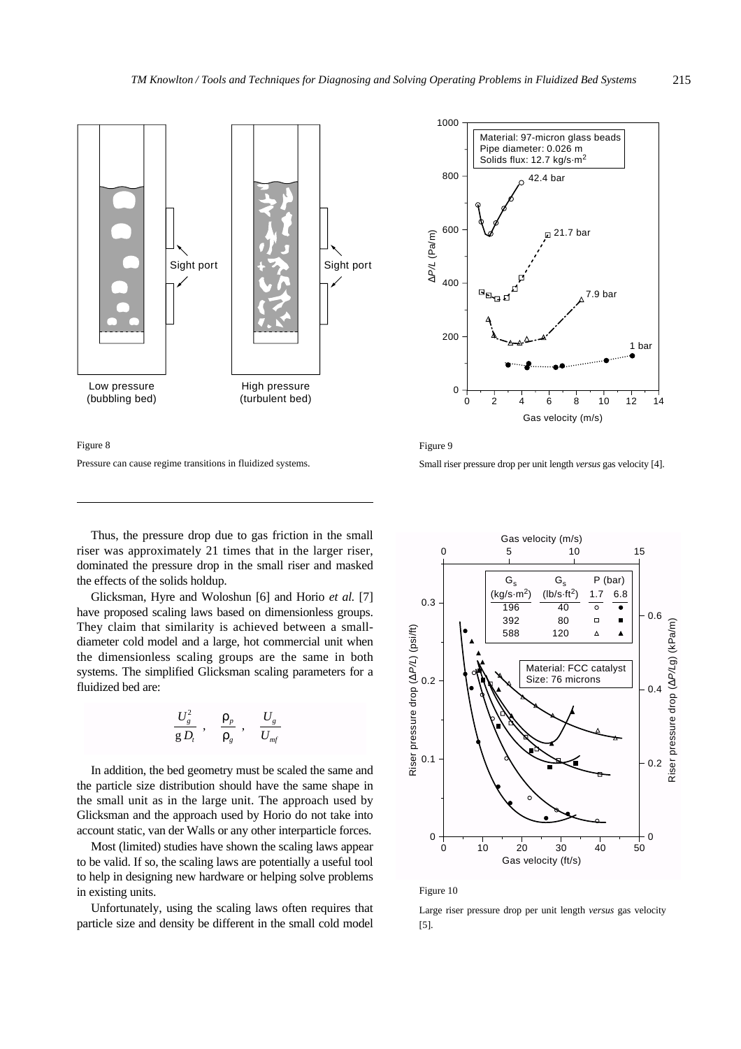Figure 8

Pressure can cause regime transitions in fluidized systems.

Figure 9

Small riser pressure drop per unit length *versus* gas velocity [4].

Thus, the pressure drop due to gas friction in the small riser was approximately 21 times that in the larger riser, dominated the pressure drop in the small riser and masked the effects of the solids holdup.

Glicksman, Hyre and Woloshun [6] and Horio *et al.* [7] have proposed scaling laws based on dimensionless groups. They claim that similarity is achieved between a small-diameter cold model and a large, hot commercial unit when the dimensionless scaling groups are the same in both systems. The simplified Glicksman scaling parameters for a fluidized bed are:

$$\frac{U_g^2}{g\,D_t}\ ,\quad \frac{\rho_p}{\rho_g}\ ,\quad \frac{U_g}{U_{mf}}$$

In addition, the bed geometry must be scaled the same and the particle size distribution should have the same shape in the small unit as in the large unit. The approach used by Glicksman and the approach used by Horio do not take into account static, van der Walls or any other interparticle forces.

Most (limited) studies have shown the scaling laws appear to be valid. If so, the scaling laws are potentially a useful tool to help in designing new hardware or helping solve problems in existing units.

Unfortunately, using the scaling laws often requires that particle size and density be different in the small cold model

Figure 10

Large riser pressure drop per unit length *versus* gas velocity [5].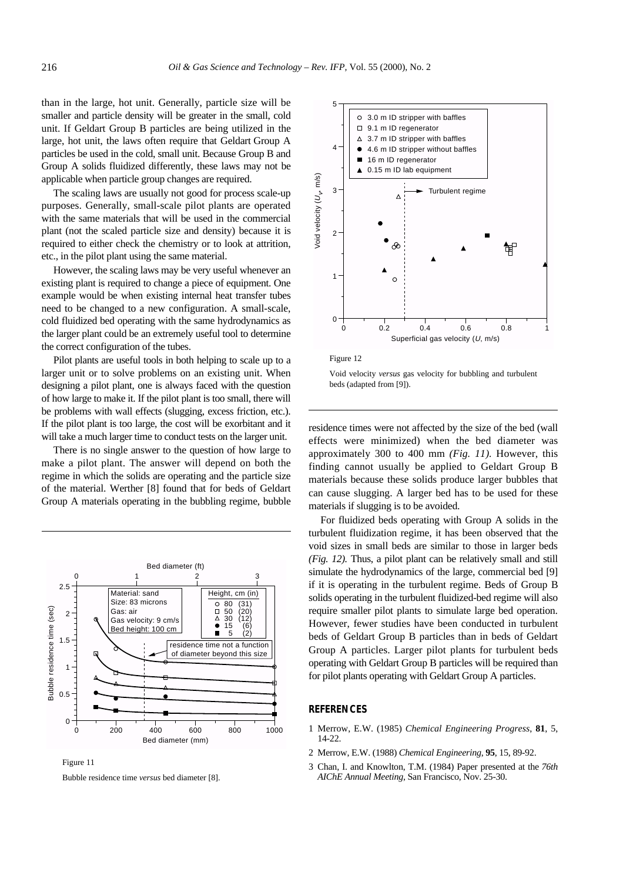than in the large, hot unit. Generally, particle size will be smaller and particle density will be greater in the small, cold unit. If Geldart Group B particles are being utilized in the large, hot unit, the laws often require that Geldart Group A particles be used in the cold, small unit. Because Group B and Group A solids fluidized differently, these laws may not be applicable when particle group changes are required.

The scaling laws are usually not good for process scale-up purposes. Generally, small-scale pilot plants are operated with the same materials that will be used in the commercial plant (not the scaled particle size and density) because it is required to either check the chemistry or to look at attrition, etc., in the pilot plant using the same material.

However, the scaling laws may be very useful whenever an existing plant is required to change a piece of equipment. One example would be when existing internal heat transfer tubes need to be changed to a new configuration. A small-scale, cold fluidized bed operating with the same hydrodynamics as the larger plant could be an extremely useful tool to determine the correct configuration of the tubes.

Pilot plants are useful tools in both helping to scale up to a larger unit or to solve problems on an existing unit. When designing a pilot plant, one is always faced with the question of how large to make it. If the pilot plant is too small, there will be problems with wall effects (slugging, excess friction, etc.). If the pilot plant is too large, the cost will be exorbitant and it will take a much larger time to conduct tests on the larger unit.

There is no single answer to the question of how large to make a pilot plant. The answer will depend on both the regime in which the solids are operating and the particle size of the material. Werther [8] found that for beds of Geldart Group A materials operating in the bubbling regime, bubble residence times were not affected by the size of the bed (wall effects were minimized) when the bed diameter was approximately 300 to 400 mm *(Fig. 11)*. However, this finding cannot usually be applied to Geldart Group B materials because these solids produce larger bubbles that can cause slugging. A larger bed has to be used for these materials if slugging is to be avoided.

Figure 11

Bubble residence time *versus* bed diameter [8].

For fluidized beds operating with Group A solids in the turbulent fluidization regime, it has been observed that the void sizes in small beds are similar to those in larger beds *(Fig. 12)*. Thus, a pilot plant can be relatively small and still simulate the hydrodynamics of the large, commercial bed [9] if it is operating in the turbulent regime. Beds of Group B solids operating in the turbulent fluidized-bed regime will also require smaller pilot plants to simulate large bed operation. However, fewer studies have been conducted in turbulent beds of Geldart Group B particles than in beds of Geldart Group A particles. Larger pilot plants for turbulent beds operating with Geldart Group B particles will be required than for pilot plants operating with Geldart Group A particles.

Figure 12

Void velocity *versus* gas velocity for bubbling and turbulent beds (adapted from [9]).

## REFERENCES

1 Merrow, E.W. (1985) *Chemical Engineering Progress*, **81**, 5, 14-22.

2 Merrow, E.W. (1988) *Chemical Engineering*, **95**, 15, 89-92.

3 Chan, I. and Knowlton, T.M. (1984) Paper presented at the *76th AIChE Annual Meeting*, San Francisco, Nov. 25-30.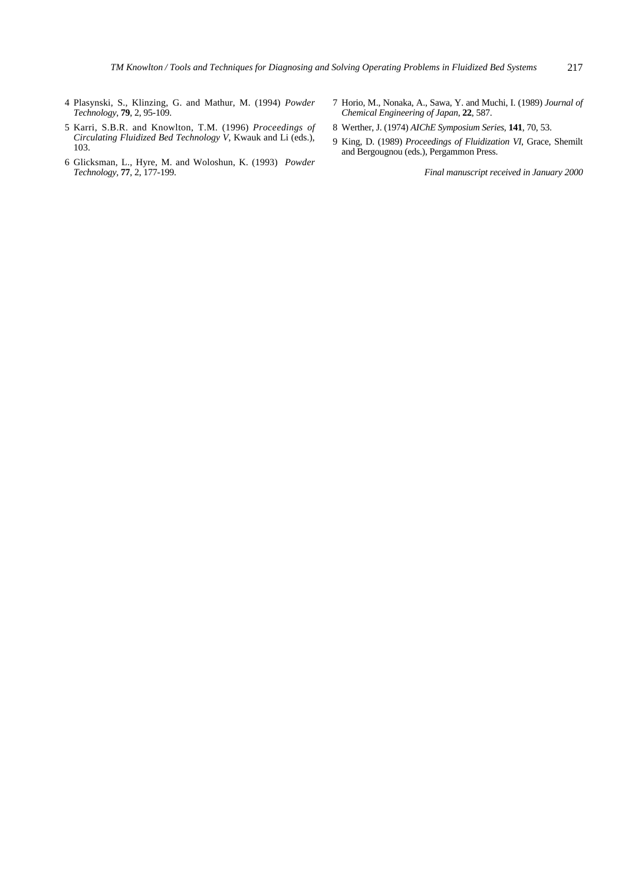4 Plasynski, S., Klinzing, G. and Mathur, M. (1994) *Powder Technology*, **79**, 2, 95-109.

5 Karri, S.B.R. and Knowlton, T.M. (1996) *Proceedings of Circulating Fluidized Bed Technology V*, Kwauk and Li (eds.), 103.

6 Glicksman, L., Hyre, M. and Woloshun, K. (1993) *Powder Technology*, **77**, 2, 177-199.

7 Horio, M., Nonaka, A., Sawa, Y. and Muchi, I. (1989) *Journal of Chemical Engineering of Japan*, **22**, 587.

8 Werther, J. (1974) *AIChE Symposium Series*, **141**, 70, 53.

9 King, D. (1989) *Proceedings of Fluidization VI*, Grace, Shemilt and Bergougnou (eds.), Pergammon Press.

*Final manuscript received in January 2000*